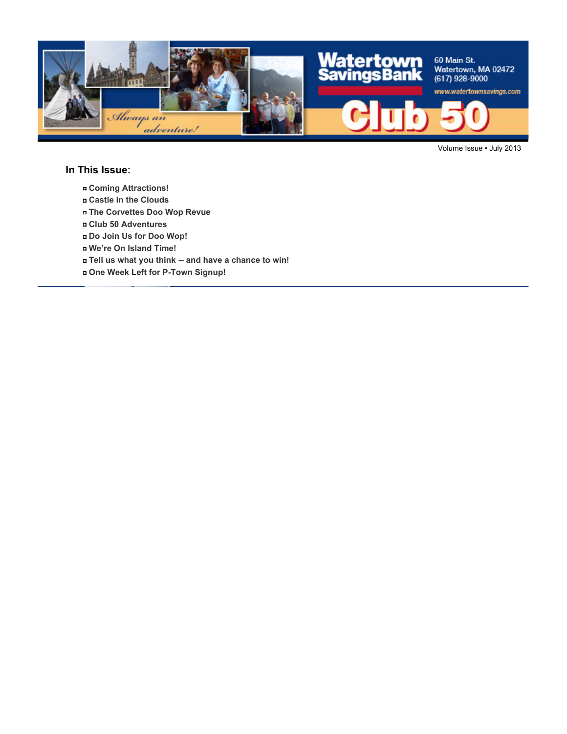Watertown Savings Bank

60 Main St.
Watertown, MA 02472
(617) 928-9000
www.watertownsavings.com

# Club 50

*Always an adventure!*

Volume Issue • July 2013

## In This Issue:

- Coming Attractions!
- Castle in the Clouds
- The Corvettes Doo Wop Revue
- Club 50 Adventures
- Do Join Us for Doo Wop!
- We're On Island Time!
- Tell us what you think -- and have a chance to win!
- One Week Left for P-Town Signup!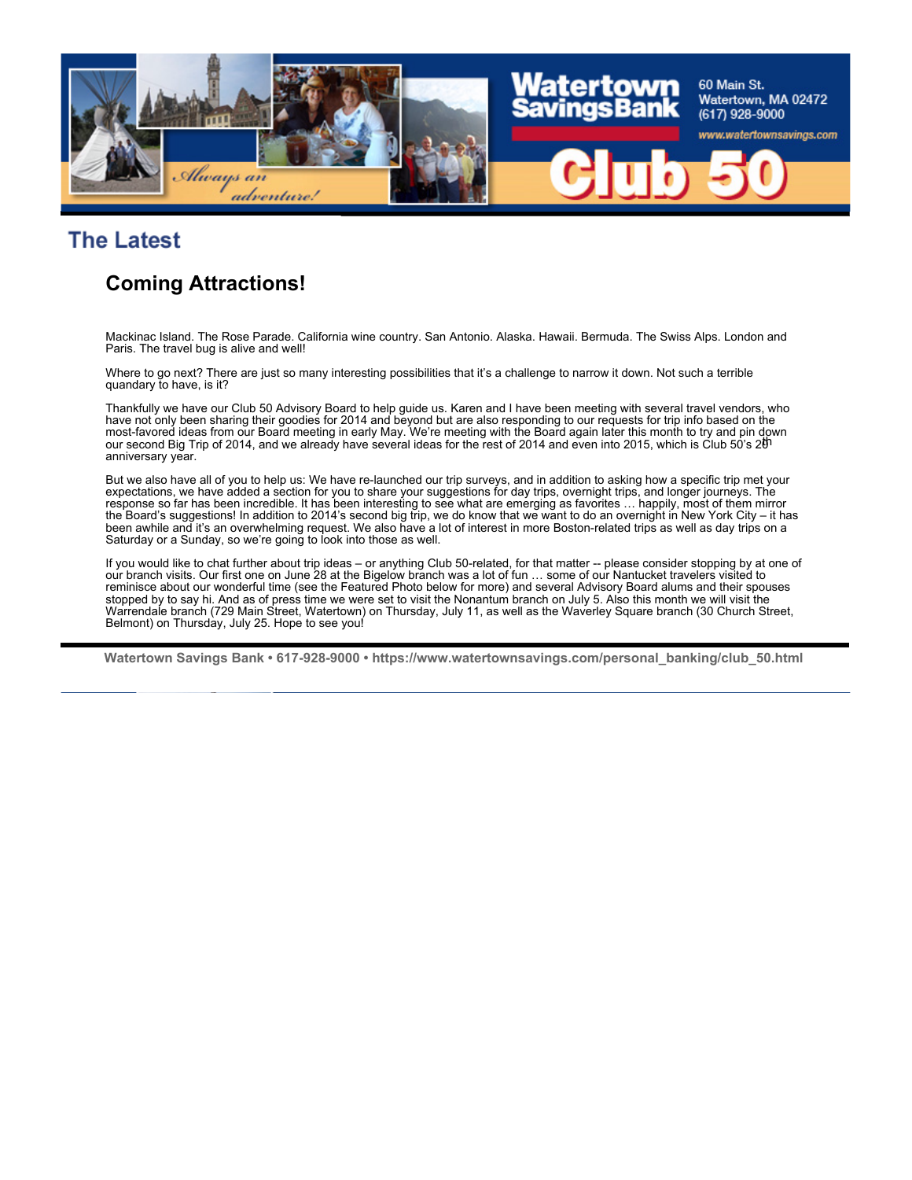## The Latest

### Coming Attractions!

Mackinac Island. The Rose Parade. California wine country. San Antonio. Alaska. Hawaii. Bermuda. The Swiss Alps. London and Paris. The travel bug is alive and well!

Where to go next? There are just so many interesting possibilities that it's a challenge to narrow it down. Not such a terrible quandary to have, is it?

Thankfully we have our Club 50 Advisory Board to help guide us. Karen and I have been meeting with several travel vendors, who have not only been sharing their goodies for 2014 and beyond but are also responding to our requests for trip info based on the most-favored ideas from our Board meeting in early May. We're meeting with the Board again later this month to try and pin down our second Big Trip of 2014, and we already have several ideas for the rest of 2014 and even into 2015, which is Club 50's 20th anniversary year.

But we also have all of you to help us: We have re-launched our trip surveys, and in addition to asking how a specific trip met your expectations, we have added a section for you to share your suggestions for day trips, overnight trips, and longer journeys. The response so far has been incredible. It has been interesting to see what are emerging as favorites … happily, most of them mirror the Board's suggestions! In addition to 2014's second big trip, we do know that we want to do an overnight in New York City – it has been awhile and it's an overwhelming request. We also have a lot of interest in more Boston-related trips as well as day trips on a Saturday or a Sunday, so we're going to look into those as well.

If you would like to chat further about trip ideas – or anything Club 50-related, for that matter -- please consider stopping by at one of our branch visits. Our first one on June 28 at the Bigelow branch was a lot of fun … some of our Nantucket travelers visited to reminisce about our wonderful time (see the Featured Photo below for more) and several Advisory Board alums and their spouses stopped by to say hi. And as of press time we were set to visit the Nonantum branch on July 5. Also this month we will visit the Warrendale branch (729 Main Street, Watertown) on Thursday, July 11, as well as the Waverley Square branch (30 Church Street, Belmont) on Thursday, July 25. Hope to see you!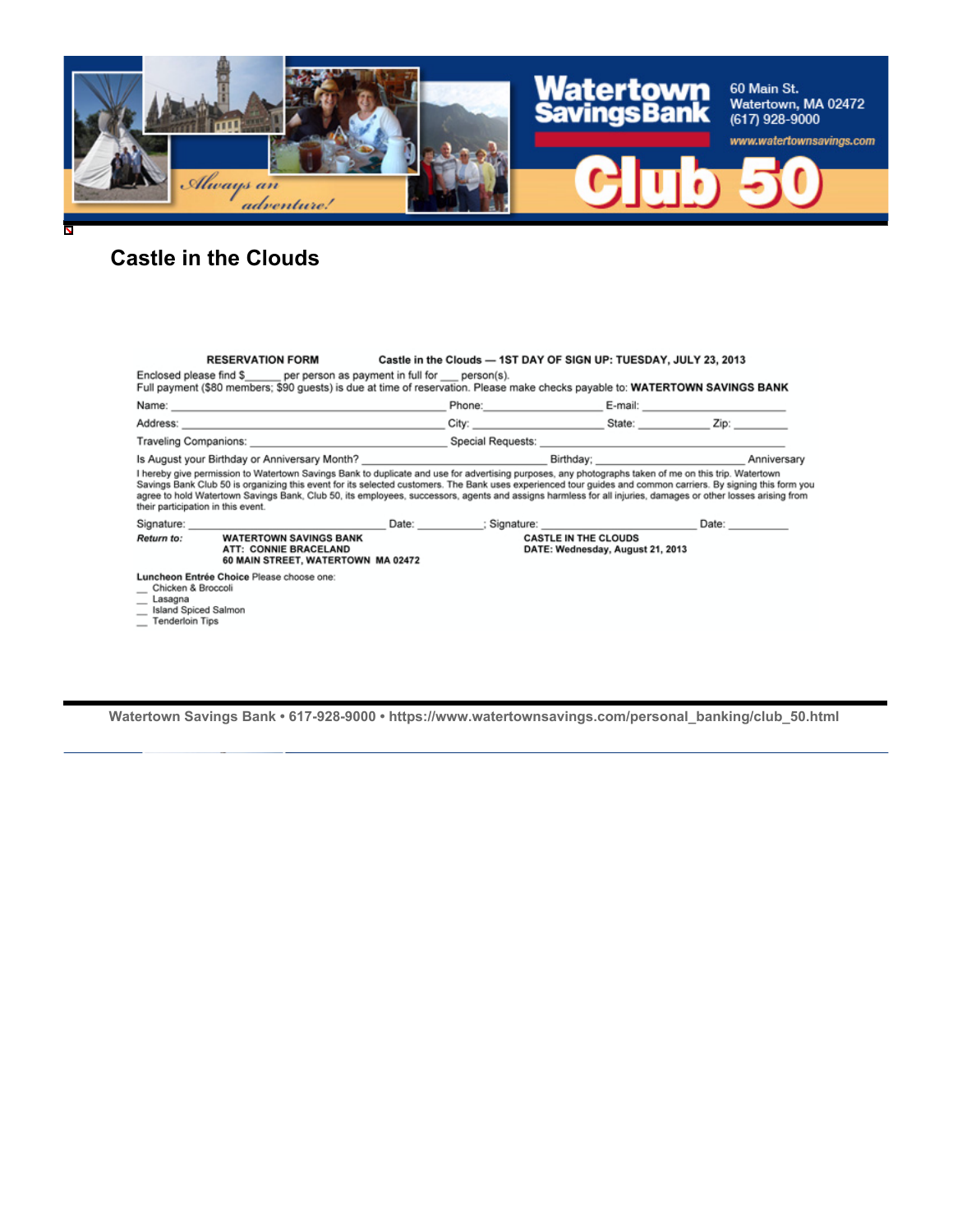# Castle in the Clouds

**RESERVATION FORM** **Castle in the Clouds — 1ST DAY OF SIGN UP: TUESDAY, JULY 23, 2013**

Enclosed please find $______ per person as payment in full for ___ person(s).
Full payment ($80 members; $90 guests) is due at time of reservation. Please make checks payable to: **WATERTOWN SAVINGS BANK**

Name: ____________________________ Phone: ________________ E-mail: ________________

Address: ____________________________ City: ________________ State: __________ Zip: ________

Traveling Companions: ____________________________ Special Requests: ____________________________

Is August your Birthday or Anniversary Month? ____________________ Birthday; ____________________ Anniversary

I hereby give permission to Watertown Savings Bank to duplicate and use for advertising purposes, any photographs taken of me on this trip. Watertown Savings Bank Club 50 is organizing this event for its selected customers. The Bank uses experienced tour guides and common carriers. By signing this form you agree to hold Watertown Savings Bank, Club 50, its employees, successors, agents and assigns harmless for all injuries, damages or other losses arising from their participation in this event.

Signature: ____________________ Date: __________; Signature: ____________________ Date: __________

***Return to:*** **WATERTOWN SAVINGS BANK**
**ATT: CONNIE BRACELAND**
**60 MAIN STREET, WATERTOWN MA 02472**

**CASTLE IN THE CLOUDS**
**DATE: Wednesday, August 21, 2013**

**Luncheon Entrée Choice** Please choose one:

__ Chicken & Broccoli
__ Lasagna
__ Island Spiced Salmon
__ Tenderloin Tips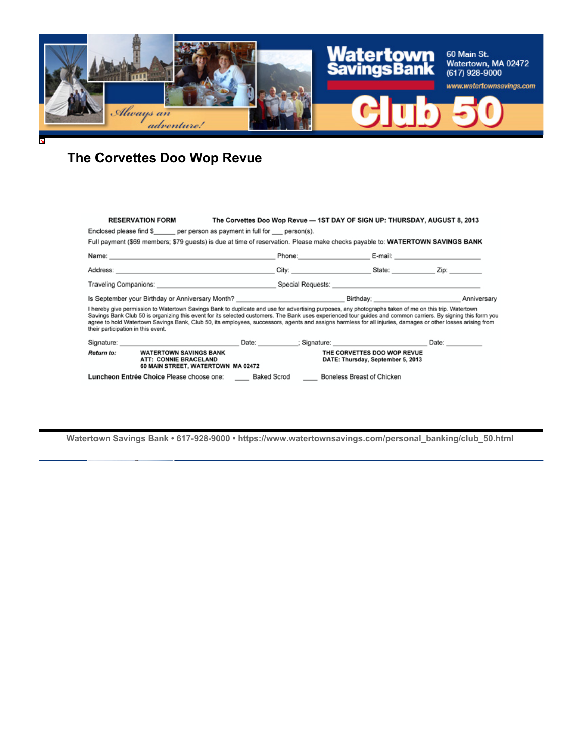Watertown Savings Bank

60 Main St.
Watertown, MA 02472
(617) 928-9000

www.watertownsavings.com

*Always an adventure!*

Club 50

## The Corvettes Doo Wop Revue

**RESERVATION FORM** **The Corvettes Doo Wop Revue — 1ST DAY OF SIGN UP: THURSDAY, AUGUST 8, 2013**

Enclosed please find $______ per person as payment in full for ___ person(s).

Full payment ($69 members; $79 guests) is due at time of reservation. Please make checks payable to: **WATERTOWN SAVINGS BANK**

Name: ______________________________ Phone:_______________ E-mail: ____________________

Address: ______________________________ City: _______________ State: __________ Zip: _________

Traveling Companions: ______________________________ Special Requests: ______________________________

Is September your Birthday or Anniversary Month? ____________________ Birthday; ____________________ Anniversary

I hereby give permission to Watertown Savings Bank to duplicate and use for advertising purposes, any photographs taken of me on this trip. Watertown Savings Bank Club 50 is organizing this event for its selected customers. The Bank uses experienced tour guides and common carriers. By signing this form you agree to hold Watertown Savings Bank, Club 50, its employees, successors, agents and assigns harmless for all injuries, damages or other losses arising from their participation in this event.

Signature: ______________________ Date: __________; Signature: ______________________ Date: __________

***Return to:*** **WATERTOWN SAVINGS BANK**
**ATT: CONNIE BRACELAND**
**60 MAIN STREET, WATERTOWN MA 02472**

**THE CORVETTES DOO WOP REVUE**
**DATE: Thursday, September 5, 2013**

**Luncheon Entrée Choice** Please choose one: ____ Baked Scrod ____ Boneless Breast of Chicken

Watertown Savings Bank • 617-928-9000 • https://www.watertownsavings.com/personal_banking/club_50.html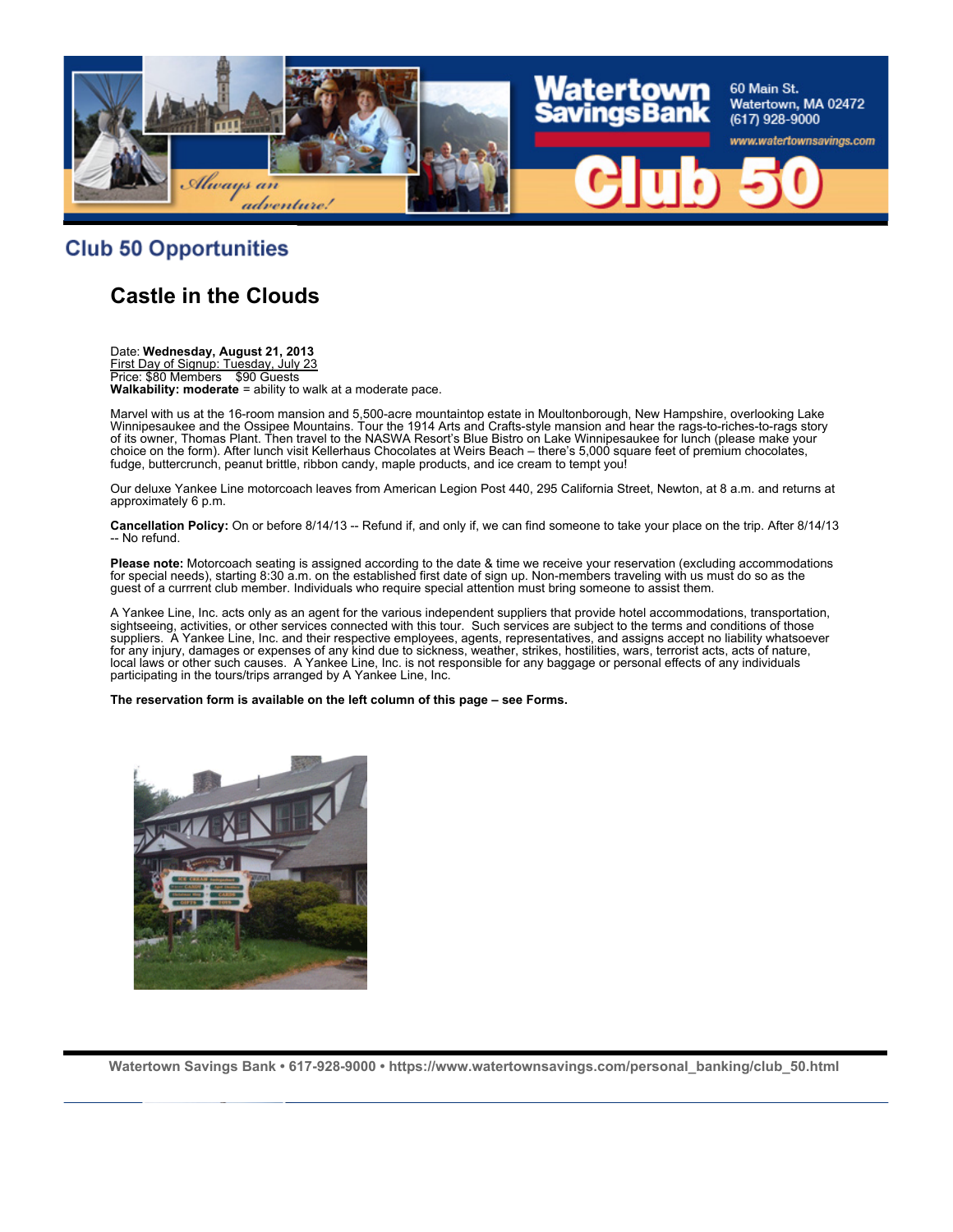## Club 50 Opportunities

### Castle in the Clouds

Date: **Wednesday, August 21, 2013**
First Day of Signup: Tuesday, July 23
Price: $80 Members $90 Guests
**Walkability: moderate** = ability to walk at a moderate pace.

Marvel with us at the 16-room mansion and 5,500-acre mountaintop estate in Moultonborough, New Hampshire, overlooking Lake Winnipesaukee and the Ossipee Mountains. Tour the 1914 Arts and Crafts-style mansion and hear the rags-to-riches-to-rags story of its owner, Thomas Plant. Then travel to the NASWA Resort's Blue Bistro on Lake Winnipesaukee for lunch (please make your choice on the form). After lunch visit Kellerhaus Chocolates at Weirs Beach – there's 5,000 square feet of premium chocolates, fudge, buttercrunch, peanut brittle, ribbon candy, maple products, and ice cream to tempt you!

Our deluxe Yankee Line motorcoach leaves from American Legion Post 440, 295 California Street, Newton, at 8 a.m. and returns at approximately 6 p.m.

**Cancellation Policy:** On or before 8/14/13 -- Refund if, and only if, we can find someone to take your place on the trip. After 8/14/13 -- No refund.

**Please note:** Motorcoach seating is assigned according to the date & time we receive your reservation (excluding accommodations for special needs), starting 8:30 a.m. on the established first date of sign up. Non-members traveling with us must do so as the guest of a currrent club member. Individuals who require special attention must bring someone to assist them.

A Yankee Line, Inc. acts only as an agent for the various independent suppliers that provide hotel accommodations, transportation, sightseeing, activities, or other services connected with this tour. Such services are subject to the terms and conditions of those suppliers. A Yankee Line, Inc. and their respective employees, agents, representatives, and assigns accept no liability whatsoever for any injury, damages or expenses of any kind due to sickness, weather, strikes, hostilities, wars, terrorist acts, acts of nature, local laws or other such causes. A Yankee Line, Inc. is not responsible for any baggage or personal effects of any individuals participating in the tours/trips arranged by A Yankee Line, Inc.

**The reservation form is available on the left column of this page – see Forms.**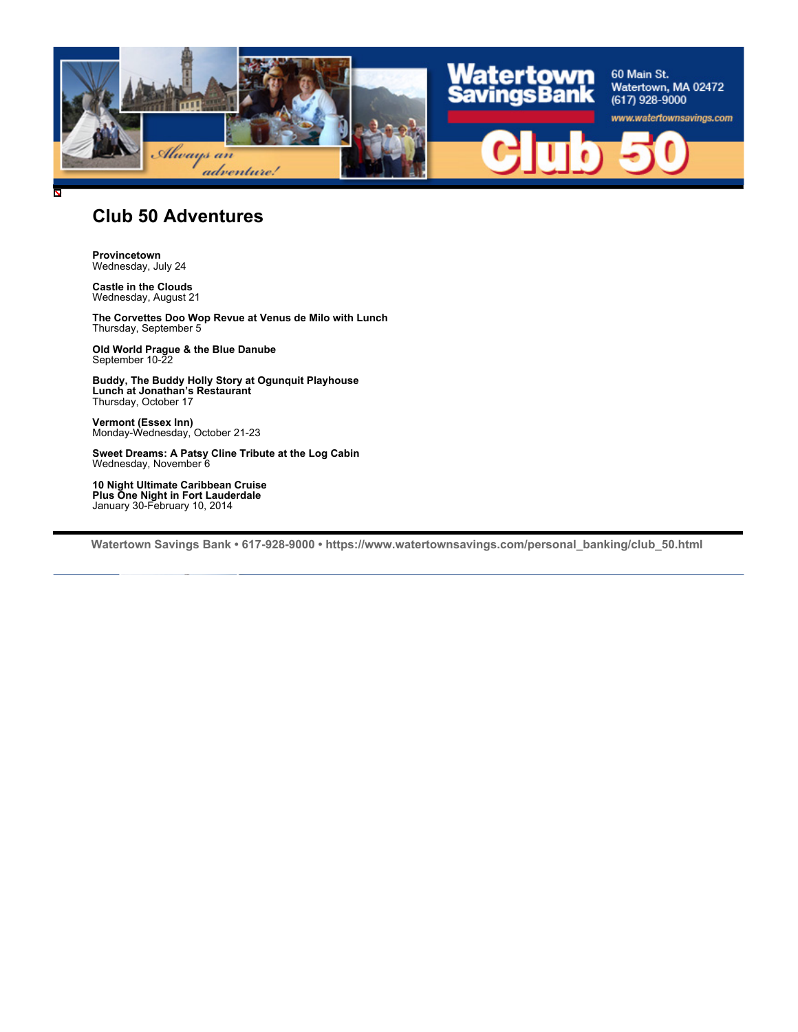## Club 50 Adventures

**Provincetown**
Wednesday, July 24

**Castle in the Clouds**
Wednesday, August 21

**The Corvettes Doo Wop Revue at Venus de Milo with Lunch**
Thursday, September 5

**Old World Prague & the Blue Danube**
September 10-22

**Buddy, The Buddy Holly Story at Ogunquit Playhouse**
**Lunch at Jonathan's Restaurant**
Thursday, October 17

**Vermont (Essex Inn)**
Monday-Wednesday, October 21-23

**Sweet Dreams: A Patsy Cline Tribute at the Log Cabin**
Wednesday, November 6

**10 Night Ultimate Caribbean Cruise**
**Plus One Night in Fort Lauderdale**
January 30-February 10, 2014

**Watertown Savings Bank • 617-928-9000 • https://www.watertownsavings.com/personal_banking/club_50.html**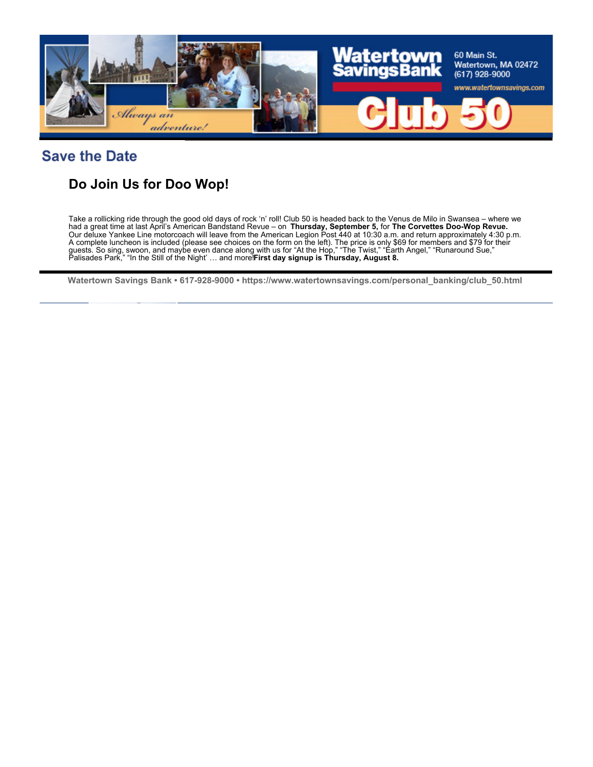Watertown Savings Bank

60 Main St.
Watertown, MA 02472
(617) 928-9000

www.watertownsavings.com

*Always an adventure!*

Club 50

## Save the Date

### Do Join Us for Doo Wop!

Take a rollicking ride through the good old days of rock ‘n’ roll! Club 50 is headed back to the Venus de Milo in Swansea – where we had a great time at last April’s American Bandstand Revue – on **Thursday, September 5,** for **The Corvettes Doo-Wop Revue.** Our deluxe Yankee Line motorcoach will leave from the American Legion Post 440 at 10:30 a.m. and return approximately 4:30 p.m. A complete luncheon is included (please see choices on the form on the left). The price is only $69 for members and $79 for their guests. So sing, swoon, and maybe even dance along with us for “At the Hop,” “The Twist,” “Earth Angel,” “Runaround Sue,” Palisades Park,” “In the Still of the Night’ … and more!**First day signup is Thursday, August 8.**

**Watertown Savings Bank • 617-928-9000 • https://www.watertownsavings.com/personal_banking/club_50.html**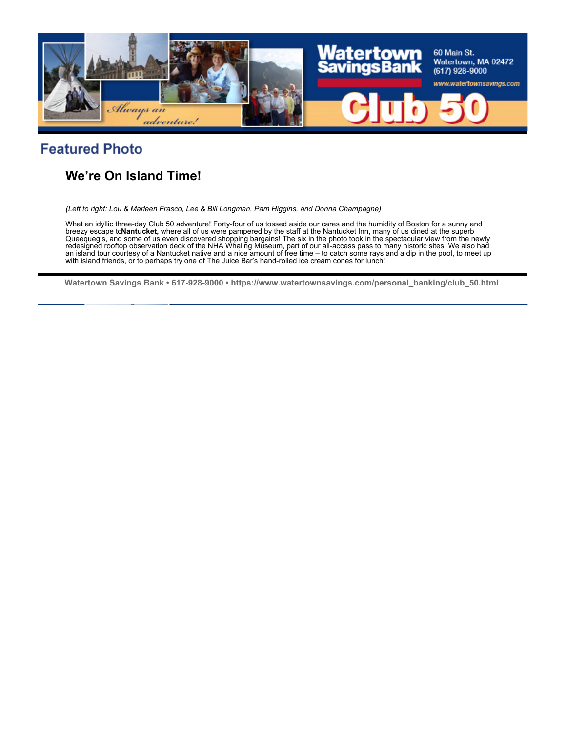## Featured Photo

### We're On Island Time!

*(Left to right: Lou & Marleen Frasco, Lee & Bill Longman, Pam Higgins, and Donna Champagne)*

What an idyllic three-day Club 50 adventure! Forty-four of us tossed aside our cares and the humidity of Boston for a sunny and breezy escape to **Nantucket,** where all of us were pampered by the staff at the Nantucket Inn, many of us dined at the superb Queequeg's, and some of us even discovered shopping bargains! The six in the photo took in the spectacular view from the newly redesigned rooftop observation deck of the NHA Whaling Museum, part of our all-access pass to many historic sites. We also had an island tour courtesy of a Nantucket native and a nice amount of free time – to catch some rays and a dip in the pool, to meet up with island friends, or to perhaps try one of The Juice Bar's hand-rolled ice cream cones for lunch!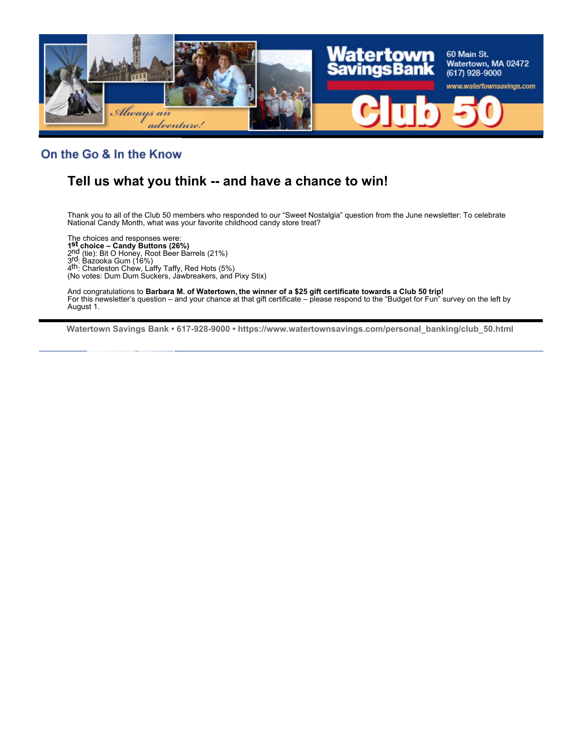Watertown Savings Bank

60 Main St.
Watertown, MA 02472
(617) 928-9000
www.watertownsavings.com

*Always an adventure!*

Club 50

## On the Go & In the Know

# Tell us what you think -- and have a chance to win!

Thank you to all of the Club 50 members who responded to our "Sweet Nostalgia" question from the June newsletter: To celebrate National Candy Month, what was your favorite childhood candy store treat?

The choices and responses were:
**1st choice – Candy Buttons (26%)**
2nd (tie): Bit O Honey, Root Beer Barrels (21%)
3rd: Bazooka Gum (16%)
4th: Charleston Chew, Laffy Taffy, Red Hots (5%)
(No votes: Dum Dum Suckers, Jawbreakers, and Pixy Stix)

And congratulations to **Barbara M. of Watertown, the winner of a $25 gift certificate towards a Club 50 trip!**
For this newsletter's question – and your chance at that gift certificate – please respond to the "Budget for Fun" survey on the left by August 1.

**Watertown Savings Bank • 617-928-9000 • https://www.watertownsavings.com/personal_banking/club_50.html**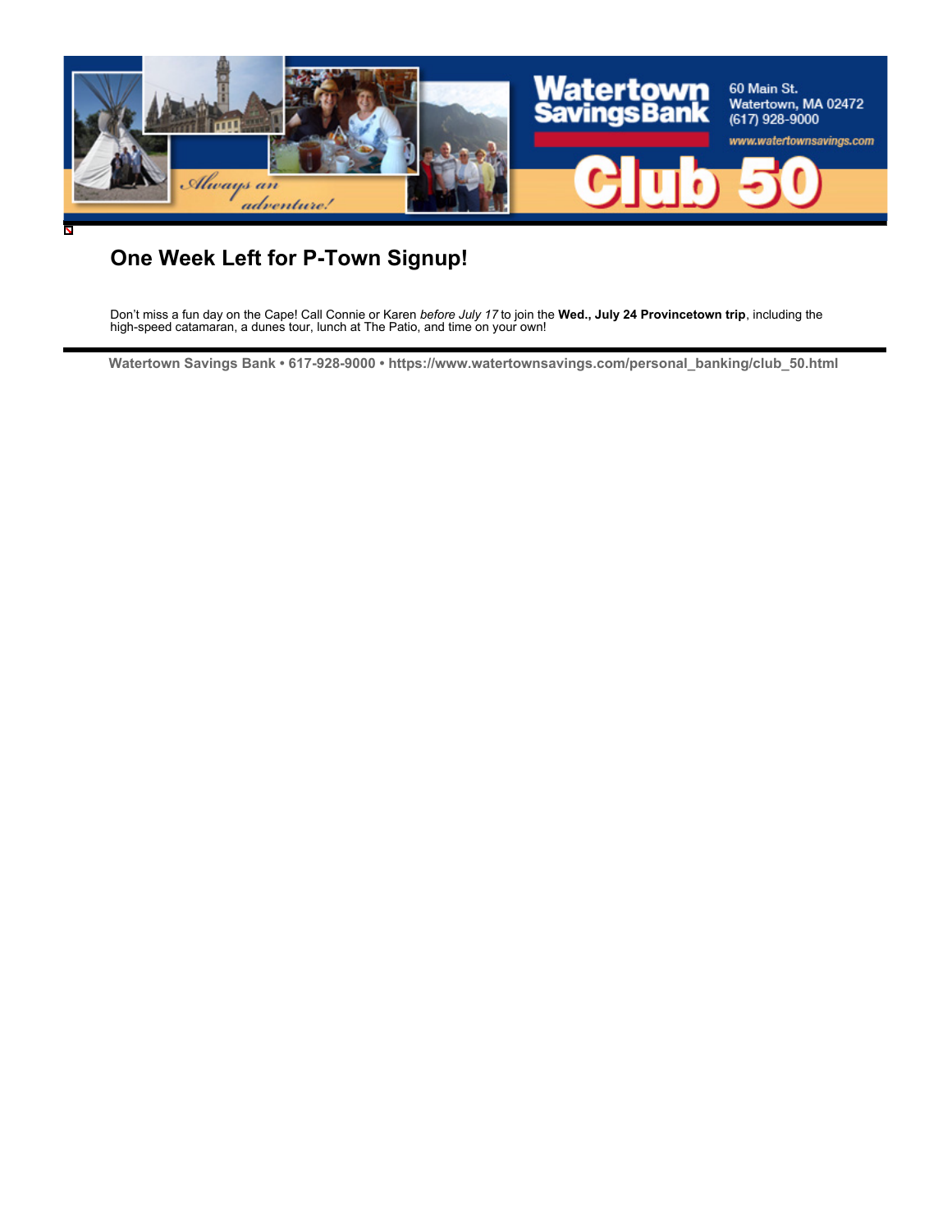## One Week Left for P-Town Signup!

Don't miss a fun day on the Cape! Call Connie or Karen *before July 17* to join the **Wed., July 24 Provincetown trip**, including the high-speed catamaran, a dunes tour, lunch at The Patio, and time on your own!

---

**Watertown Savings Bank • 617-928-9000 • https://www.watertownsavings.com/personal_banking/club_50.html**